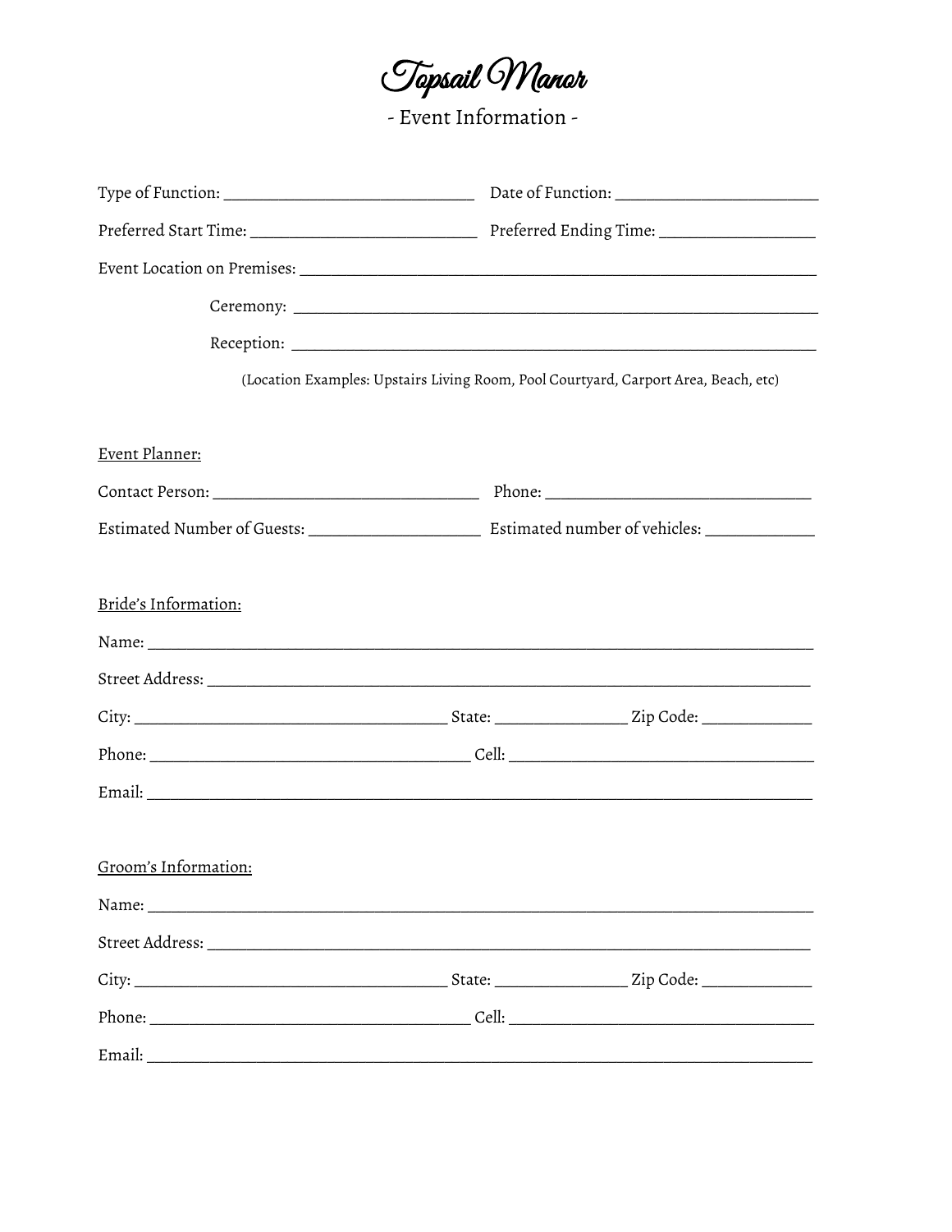# Topsail Manor

## - Event Information -

Type of Function: ______________________________ Date of Function: _________________________

Preferred Start Time: ___________________________ Preferred Ending Time: ___________________

Event Location on Premises: _________________________________________________________________

Ceremony: _________________________________________________________________

Reception: _________________________________________________________________

(Location Examples: Upstairs Living Room, Pool Courtyard, Carport Area, Beach, etc)

Event Planner:

Contact Person: _______________________________ Phone: _______________________________

Estimated Number of Guests: ____________________ Estimated number of vehicles: _____________

Bride's Information:

Name: ___________________________________________________________________________

Street Address: ____________________________________________________________________

City: ____________________________________ State: _______________ Zip Code: _____________

Phone: ____________________________________ Cell: ____________________________________

Email: ___________________________________________________________________________

Groom's Information:

Name: ___________________________________________________________________________

Street Address: ____________________________________________________________________

City: ____________________________________ State: _______________ Zip Code: _____________

Phone: ____________________________________ Cell: ____________________________________

Email: ___________________________________________________________________________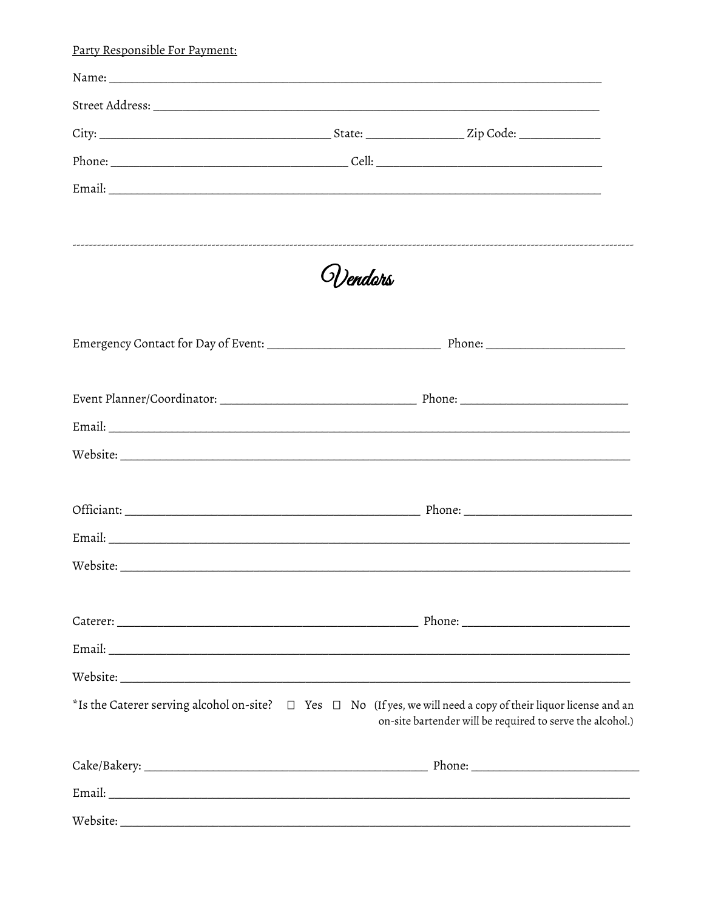Party Responsible For Payment:

Name: ______________________________________________________________________________

Street Address: ________________________________________________________________________

City: ____________________________________ State: _______________ Zip Code: _____________

Phone: _____________________________________ Cell: ___________________________________

Email: ______________________________________________________________________________

---

# Vendors

Emergency Contact for Day of Event: ___________________________ Phone: ______________________

Event Planner/Coordinator: ______________________________ Phone: __________________________

Email: ______________________________________________________________________________

Website: ____________________________________________________________________________

Officiant: ______________________________________________ Phone: __________________________

Email: ______________________________________________________________________________

Website: ____________________________________________________________________________

Caterer: _______________________________________________ Phone: __________________________

Email: ______________________________________________________________________________

Website: ____________________________________________________________________________

*Is the Caterer serving alcohol on-site? ☐ Yes ☐ No (If yes, we will need a copy of their liquor license and an on-site bartender will be required to serve the alcohol.)

Cake/Bakery: ___________________________________________ Phone: __________________________

Email: ______________________________________________________________________________

Website: ____________________________________________________________________________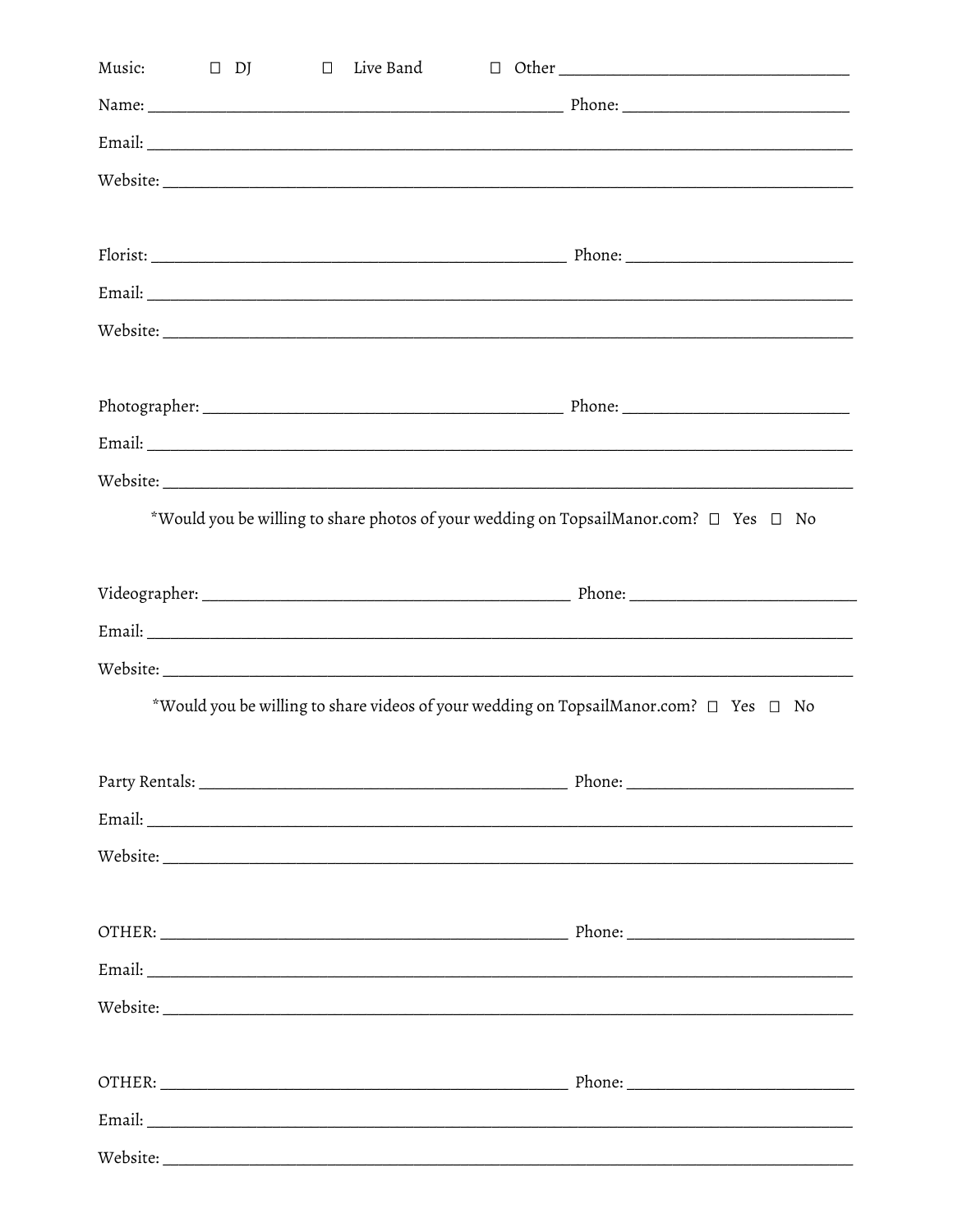Music: ☐ DJ ☐ Live Band ☐ Other ___________________________

Name: ________________________________________ Phone: ______________________

Email: ______________________________________________________________________

Website: ____________________________________________________________________

Florist: ______________________________________ Phone: ______________________

Email: ______________________________________________________________________

Website: ____________________________________________________________________

Photographer: _________________________________ Phone: ______________________

Email: ______________________________________________________________________

Website: ____________________________________________________________________

*Would you be willing to share photos of your wedding on TopsailManor.com? ☐ Yes ☐ No

Videographer: _________________________________ Phone: ______________________

Email: ______________________________________________________________________

Website: ____________________________________________________________________

*Would you be willing to share videos of your wedding on TopsailManor.com? ☐ Yes ☐ No

Party Rentals: ________________________________ Phone: ______________________

Email: ______________________________________________________________________

Website: ____________________________________________________________________

OTHER: _______________________________________ Phone: ______________________

Email: ______________________________________________________________________

Website: ____________________________________________________________________

OTHER: _______________________________________ Phone: ______________________

Email: ______________________________________________________________________

Website: ____________________________________________________________________